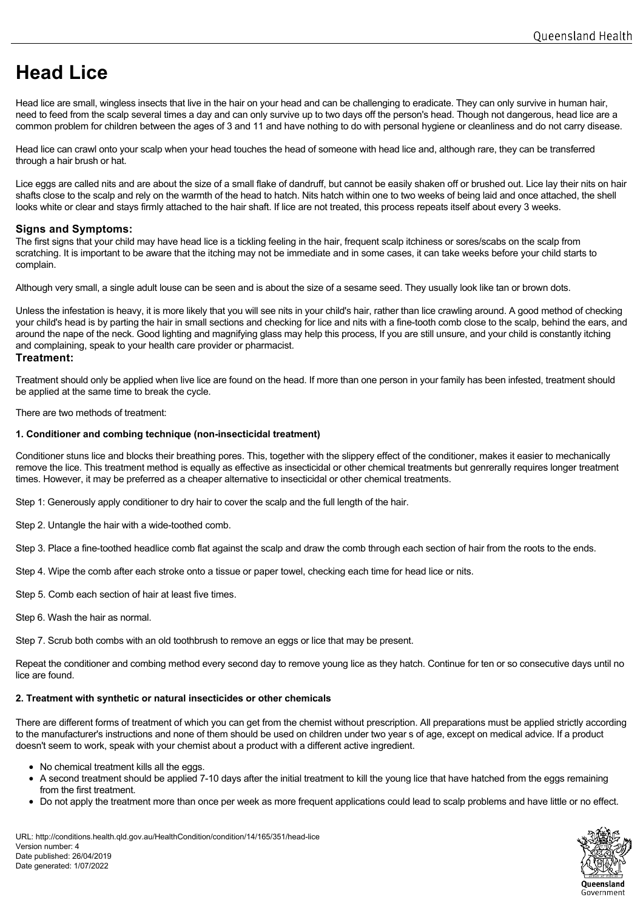# Head Lice

Head lice are small, wingless insects that live in the hair on your head and can be challenging to eradicate. They can only survive in human hair, need to feed from the scalp several times a day and can only survive up to two days off the person's head. Though not dangerous, head lice are a common problem for children between the ages of 3 and 11 and have nothing to do with personal hygiene or cleanliness and do not carry disease.

Head lice can crawl onto your scalp when your head touches the head of someone with head lice and, although rare, they can be transferred through a hair brush or hat.

Lice eggs are called nits and are about the size of a small flake of dandruff, but cannot be easily shaken off or brushed out. Lice lay their nits on hair shafts close to the scalp and rely on the warmth of the head to hatch. Nits hatch within one to two weeks of being laid and once attached, the shell looks white or clear and stays firmly attached to the hair shaft. If lice are not treated, this process repeats itself about every 3 weeks.

### Signs and Symptoms:

The first signs that your child may have head lice is a tickling feeling in the hair, frequent scalp itchiness or sores/scabs on the scalp from scratching. It is important to be aware that the itching may not be immediate and in some cases, it can take weeks before your child starts to complain.

Although very small, a single adult louse can be seen and is about the size of a sesame seed. They usually look like tan or brown dots.

Unless the infestation is heavy, it is more likely that you will see nits in your child's hair, rather than lice crawling around. A good method of checking your child's head is by parting the hair in small sections and checking for lice and nits with a fine-tooth comb close to the scalp, behind the ears, and around the nape of the neck. Good lighting and magnifying glass may help this process, If you are still unsure, and your child is constantly itching and complaining, speak to your health care provider or pharmacist.

### Treatment:

Treatment should only be applied when live lice are found on the head. If more than one person in your family has been infested, treatment should be applied at the same time to break the cycle.

There are two methods of treatment:

**1. Conditioner and combing technique (non-insecticidal treatment)**

Conditioner stuns lice and blocks their breathing pores. This, together with the slippery effect of the conditioner, makes it easier to mechanically remove the lice. This treatment method is equally as effective as insecticidal or other chemical treatments but genrerally requires longer treatment times. However, it may be preferred as a cheaper alternative to insecticidal or other chemical treatments.

Step 1: Generously apply conditioner to dry hair to cover the scalp and the full length of the hair.

Step 2. Untangle the hair with a wide-toothed comb.

Step 3. Place a fine-toothed headlice comb flat against the scalp and draw the comb through each section of hair from the roots to the ends.

Step 4. Wipe the comb after each stroke onto a tissue or paper towel, checking each time for head lice or nits.

Step 5. Comb each section of hair at least five times.

Step 6. Wash the hair as normal.

Step 7. Scrub both combs with an old toothbrush to remove an eggs or lice that may be present.

Repeat the conditioner and combing method every second day to remove young lice as they hatch. Continue for ten or so consecutive days until no lice are found.

**2. Treatment with synthetic or natural insecticides or other chemicals**

There are different forms of treatment of which you can get from the chemist without prescription. All preparations must be applied strictly according to the manufacturer's instructions and none of them should be used on children under two year s of age, except on medical advice. If a product doesn't seem to work, speak with your chemist about a product with a different active ingredient.

- No chemical treatment kills all the eggs.
- A second treatment should be applied 7-10 days after the initial treatment to kill the young lice that have hatched from the eggs remaining from the first treatment.
- Do not apply the treatment more than once per week as more frequent applications could lead to scalp problems and have little or no effect.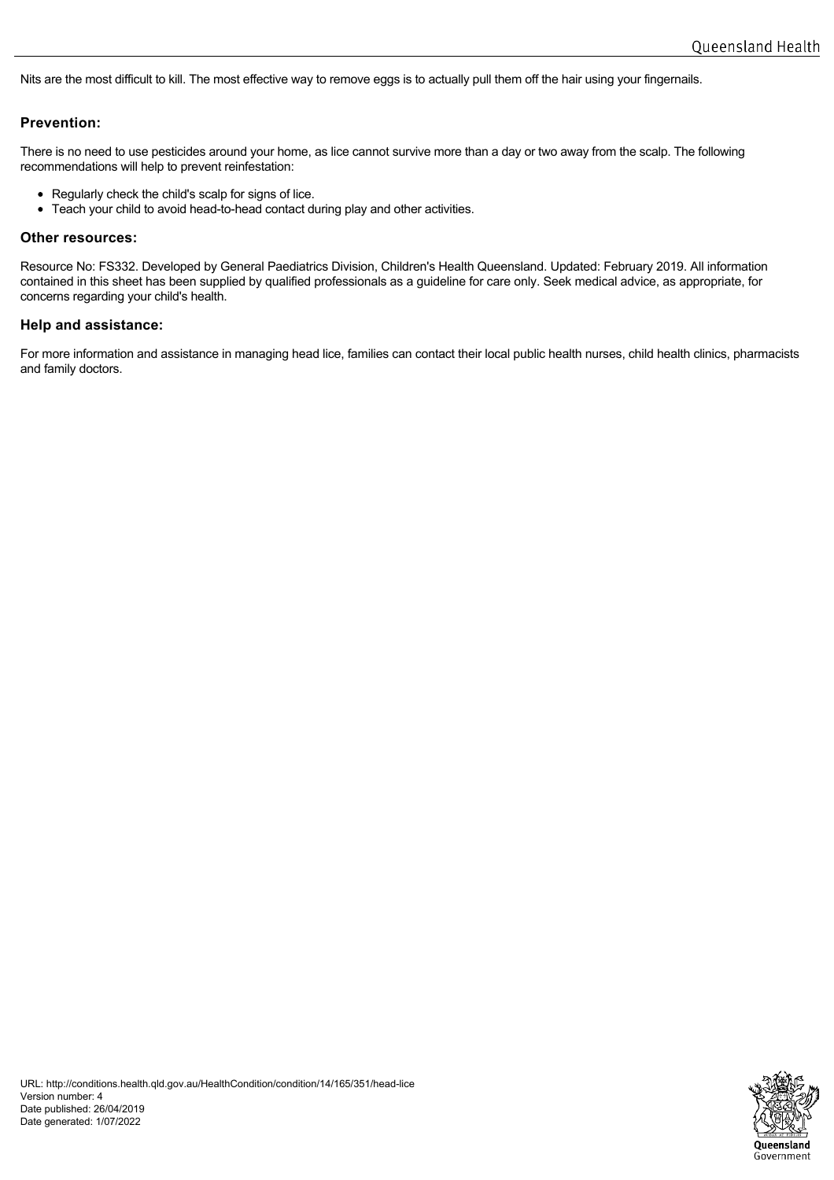Nits are the most difficult to kill. The most effective way to remove eggs is to actually pull them off the hair using your fingernails.

## Prevention:

There is no need to use pesticides around your home, as lice cannot survive more than a day or two away from the scalp. The following recommendations will help to prevent reinfestation:

- Regularly check the child's scalp for signs of lice.
- Teach your child to avoid head-to-head contact during play and other activities.

## Other resources:

Resource No: FS332. Developed by General Paediatrics Division, Children's Health Queensland. Updated: February 2019. All information contained in this sheet has been supplied by qualified professionals as a guideline for care only. Seek medical advice, as appropriate, for concerns regarding your child's health.

## Help and assistance:

For more information and assistance in managing head lice, families can contact their local public health nurses, child health clinics, pharmacists and family doctors.

URL: http://conditions.health.qld.gov.au/HealthCondition/condition/14/165/351/head-lice
Version number: 4
Date published: 26/04/2019
Date generated: 1/07/2022